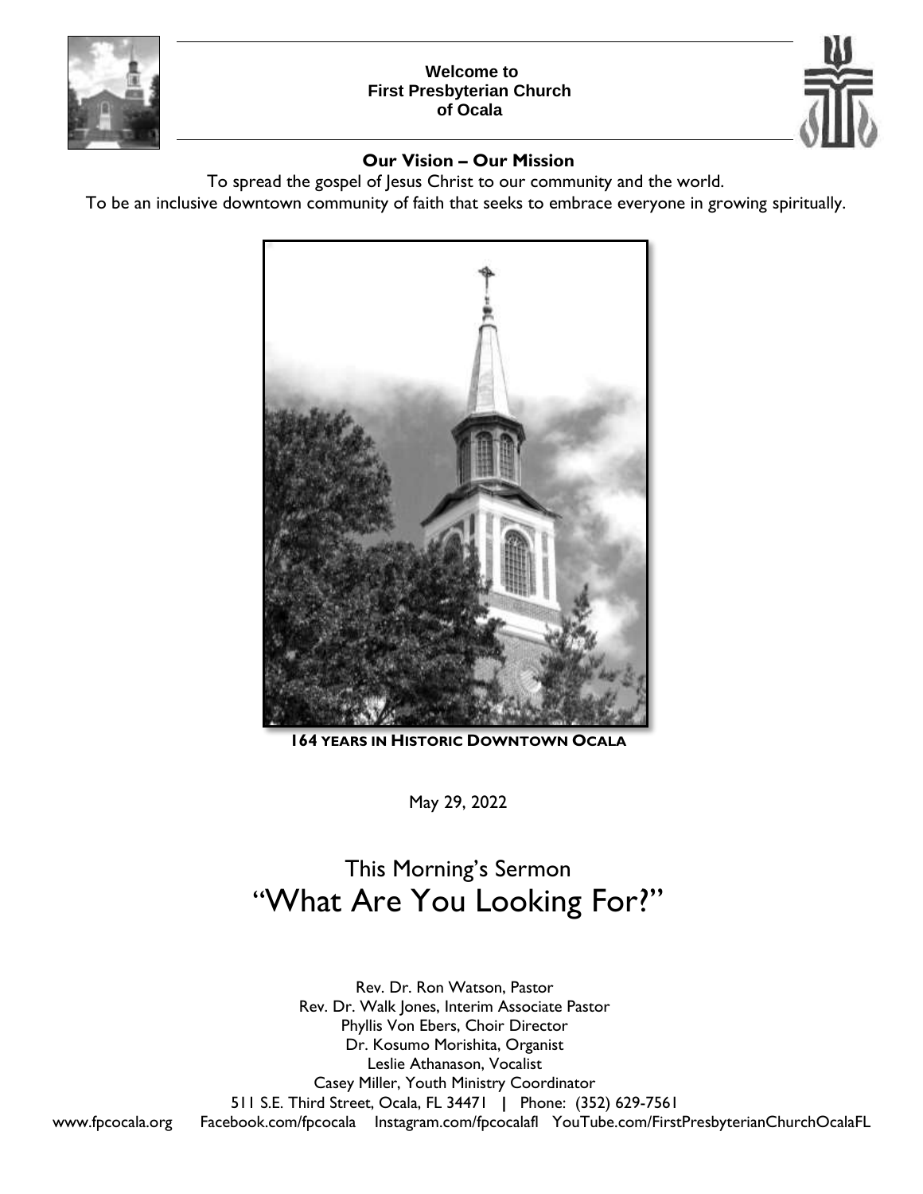**Welcome to**
**First Presbyterian Church**
**of Ocala**

## Our Vision – Our Mission

To spread the gospel of Jesus Christ to our community and the world.
To be an inclusive downtown community of faith that seeks to embrace everyone in growing spiritually.

**164 YEARS IN HISTORIC DOWNTOWN OCALA**

May 29, 2022

# This Morning's Sermon
# "What Are You Looking For?"

Rev. Dr. Ron Watson, Pastor
Rev. Dr. Walk Jones, Interim Associate Pastor
Phyllis Von Ebers, Choir Director
Dr. Kosumo Morishita, Organist
Leslie Athanason, Vocalist
Casey Miller, Youth Ministry Coordinator
511 S.E. Third Street, Ocala, FL 34471 | Phone: (352) 629-7561
www.fpcocala.org Facebook.com/fpcocala Instagram.com/fpcocalafl YouTube.com/FirstPresbyterianChurchOcalaFL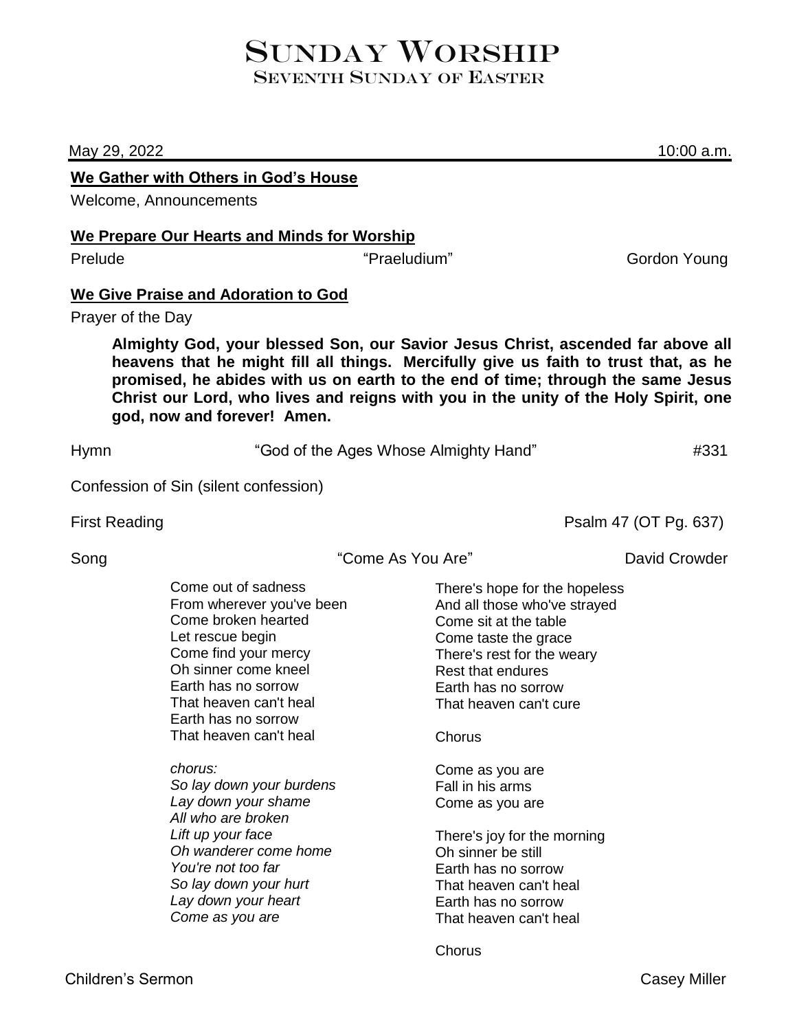# Sunday Worship

## Seventh Sunday of Easter

May 29, 2022 10:00 a.m.

**We Gather with Others in God's House**

Welcome, Announcements

**We Prepare Our Hearts and Minds for Worship**

Prelude "Praeludium" Gordon Young

**We Give Praise and Adoration to God**

Prayer of the Day

> **Almighty God, your blessed Son, our Savior Jesus Christ, ascended far above all heavens that he might fill all things. Mercifully give us faith to trust that, as he promised, he abides with us on earth to the end of time; through the same Jesus Christ our Lord, who lives and reigns with you in the unity of the Holy Spirit, one god, now and forever! Amen.**

Hymn "God of the Ages Whose Almighty Hand" #331

Confession of Sin (silent confession)

First Reading Psalm 47 (OT Pg. 637)

Song "Come As You Are" David Crowder

Come out of sadness
From wherever you've been
Come broken hearted
Let rescue begin
Come find your mercy
Oh sinner come kneel
Earth has no sorrow
That heaven can't heal
Earth has no sorrow
That heaven can't heal

*chorus:*
*So lay down your burdens*
*Lay down your shame*
*All who are broken*
*Lift up your face*
*Oh wanderer come home*
*You're not too far*
*So lay down your hurt*
*Lay down your heart*
*Come as you are*

There's hope for the hopeless
And all those who've strayed
Come sit at the table
Come taste the grace
There's rest for the weary
Rest that endures
Earth has no sorrow
That heaven can't cure

Chorus

Come as you are
Fall in his arms
Come as you are

There's joy for the morning
Oh sinner be still
Earth has no sorrow
That heaven can't heal
Earth has no sorrow
That heaven can't heal

Chorus

Children's Sermon Casey Miller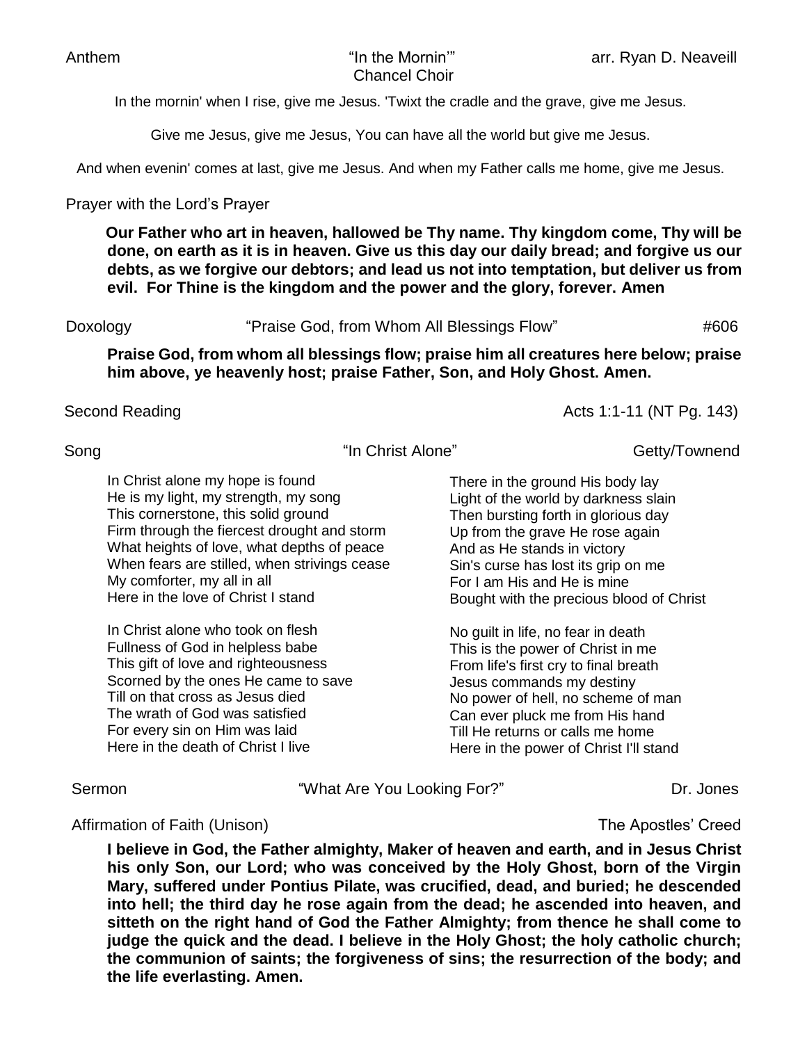Anthem "In the Mornin'" arr. Ryan D. Neaveill
Chancel Choir

In the mornin' when I rise, give me Jesus. 'Twixt the cradle and the grave, give me Jesus.

Give me Jesus, give me Jesus, You can have all the world but give me Jesus.

And when evenin' comes at last, give me Jesus. And when my Father calls me home, give me Jesus.

Prayer with the Lord's Prayer

**Our Father who art in heaven, hallowed be Thy name. Thy kingdom come, Thy will be done, on earth as it is in heaven. Give us this day our daily bread; and forgive us our debts, as we forgive our debtors; and lead us not into temptation, but deliver us from evil. For Thine is the kingdom and the power and the glory, forever. Amen**

Doxology "Praise God, from Whom All Blessings Flow" #606

**Praise God, from whom all blessings flow; praise him all creatures here below; praise him above, ye heavenly host; praise Father, Son, and Holy Ghost. Amen.**

Second Reading Acts 1:1-11 (NT Pg. 143)

Song "In Christ Alone" Getty/Townend

In Christ alone my hope is found
He is my light, my strength, my song
This cornerstone, this solid ground
Firm through the fiercest drought and storm
What heights of love, what depths of peace
When fears are stilled, when strivings cease
My comforter, my all in all
Here in the love of Christ I stand

In Christ alone who took on flesh
Fullness of God in helpless babe
This gift of love and righteousness
Scorned by the ones He came to save
Till on that cross as Jesus died
The wrath of God was satisfied
For every sin on Him was laid
Here in the death of Christ I live

There in the ground His body lay
Light of the world by darkness slain
Then bursting forth in glorious day
Up from the grave He rose again
And as He stands in victory
Sin's curse has lost its grip on me
For I am His and He is mine
Bought with the precious blood of Christ

No guilt in life, no fear in death
This is the power of Christ in me
From life's first cry to final breath
Jesus commands my destiny
No power of hell, no scheme of man
Can ever pluck me from His hand
Till He returns or calls me home
Here in the power of Christ I'll stand

Sermon "What Are You Looking For?" Dr. Jones

Affirmation of Faith (Unison) The Apostles' Creed

**I believe in God, the Father almighty, Maker of heaven and earth, and in Jesus Christ his only Son, our Lord; who was conceived by the Holy Ghost, born of the Virgin Mary, suffered under Pontius Pilate, was crucified, dead, and buried; he descended into hell; the third day he rose again from the dead; he ascended into heaven, and sitteth on the right hand of God the Father Almighty; from thence he shall come to judge the quick and the dead. I believe in the Holy Ghost; the holy catholic church; the communion of saints; the forgiveness of sins; the resurrection of the body; and the life everlasting. Amen.**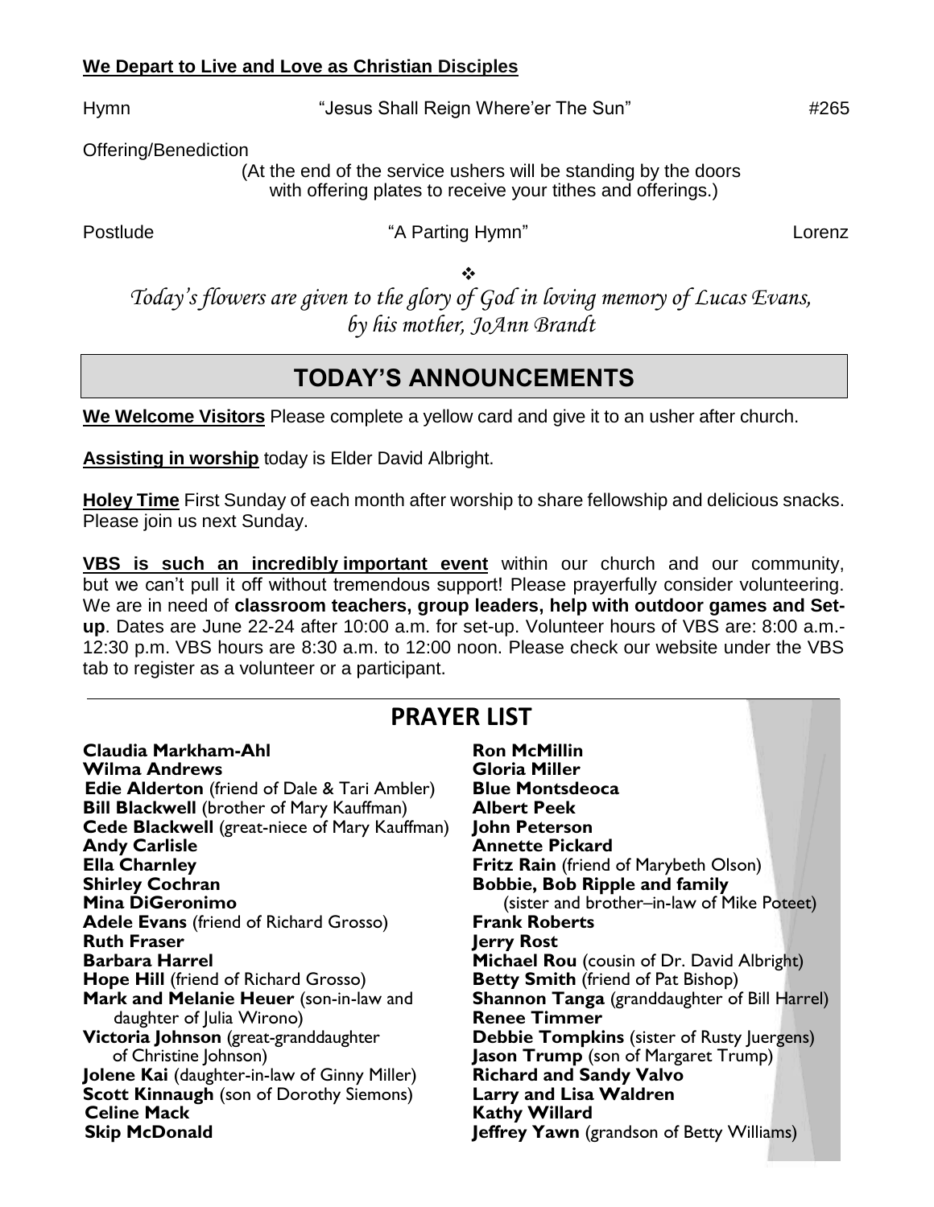**We Depart to Live and Love as Christian Disciples**

Hymn "Jesus Shall Reign Where'er The Sun" #265

Offering/Benediction

(At the end of the service ushers will be standing by the doors with offering plates to receive your tithes and offerings.)

Postlude "A Parting Hymn" Lorenz

❖

*Today's flowers are given to the glory of God in loving memory of Lucas Evans, by his mother, JoAnn Brandt*

## TODAY'S ANNOUNCEMENTS

**We Welcome Visitors** Please complete a yellow card and give it to an usher after church.

**Assisting in worship** today is Elder David Albright.

**Holey Time** First Sunday of each month after worship to share fellowship and delicious snacks. Please join us next Sunday.

**VBS is such an incredibly important event** within our church and our community, but we can't pull it off without tremendous support! Please prayerfully consider volunteering. We are in need of **classroom teachers, group leaders, help with outdoor games and Set-up**. Dates are June 22-24 after 10:00 a.m. for set-up. Volunteer hours of VBS are: 8:00 a.m.-12:30 p.m. VBS hours are 8:30 a.m. to 12:00 noon. Please check our website under the VBS tab to register as a volunteer or a participant.

## PRAYER LIST

**Claudia Markham-Ahl**
**Wilma Andrews**
**Edie Alderton** (friend of Dale & Tari Ambler)
**Bill Blackwell** (brother of Mary Kauffman)
**Cede Blackwell** (great-niece of Mary Kauffman)
**Andy Carlisle**
**Ella Charnley**
**Shirley Cochran**
**Mina DiGeronimo**
**Adele Evans** (friend of Richard Grosso)
**Ruth Fraser**
**Barbara Harrel**
**Hope Hill** (friend of Richard Grosso)
**Mark and Melanie Heuer** (son-in-law and daughter of Julia Wirono)
**Victoria Johnson** (great-granddaughter of Christine Johnson)
**Jolene Kai** (daughter-in-law of Ginny Miller)
**Scott Kinnaugh** (son of Dorothy Siemons)
**Celine Mack**
**Skip McDonald**
**Ron McMillin**
**Gloria Miller**
**Blue Montsdeoca**
**Albert Peek**
**John Peterson**
**Annette Pickard**
**Fritz Rain** (friend of Marybeth Olson)
**Bobbie, Bob Ripple and family** (sister and brother–in-law of Mike Poteet)
**Frank Roberts**
**Jerry Rost**
**Michael Rou** (cousin of Dr. David Albright)
**Betty Smith** (friend of Pat Bishop)
**Shannon Tanga** (granddaughter of Bill Harrel)
**Renee Timmer**
**Debbie Tompkins** (sister of Rusty Juergens)
**Jason Trump** (son of Margaret Trump)
**Richard and Sandy Valvo**
**Larry and Lisa Waldren**
**Kathy Willard**
**Jeffrey Yawn** (grandson of Betty Williams)